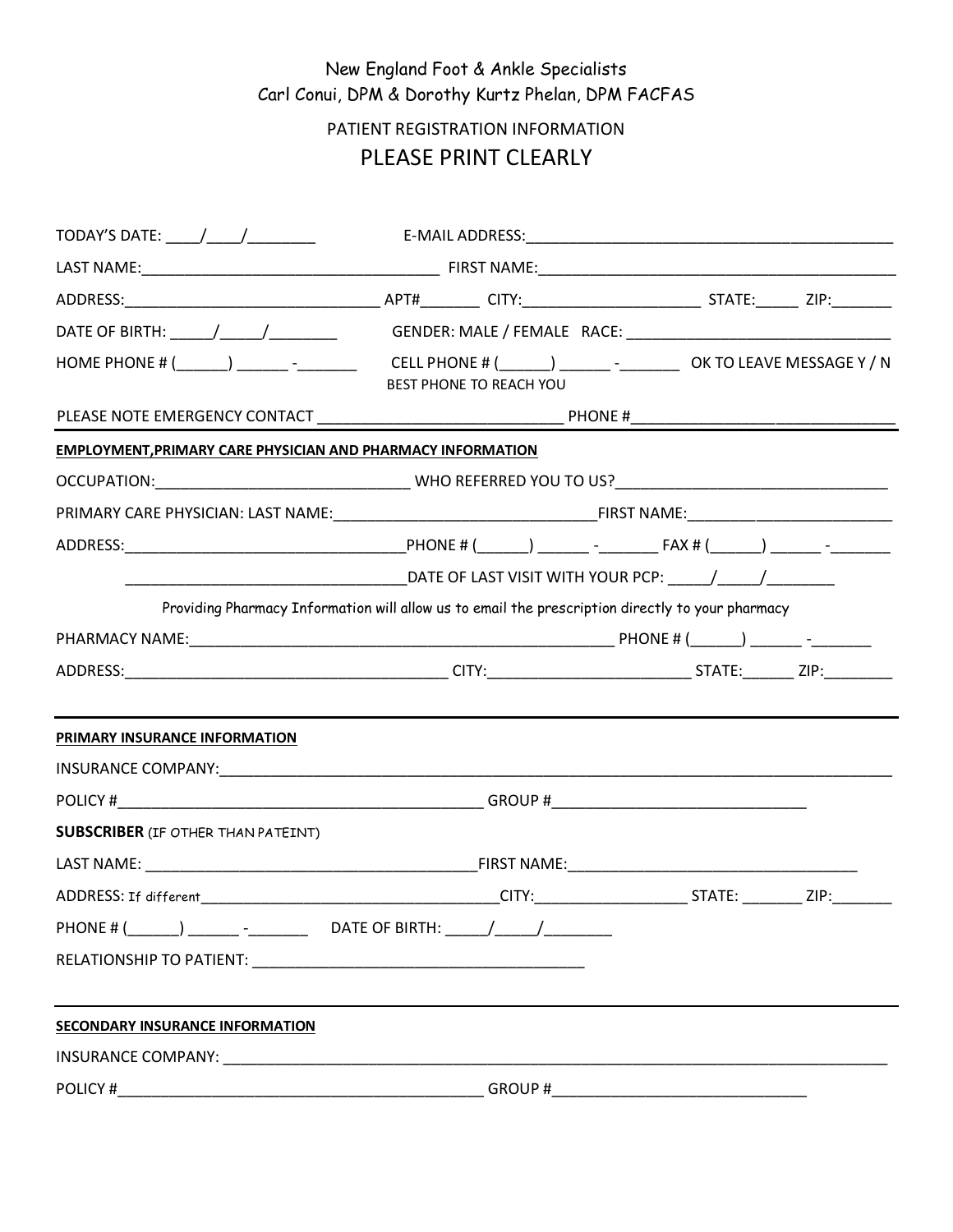New England Foot & Ankle Specialists
Carl Conui, DPM & Dorothy Kurtz Phelan, DPM FACFAS

PATIENT REGISTRATION INFORMATION

# PLEASE PRINT CLEARLY

TODAY'S DATE: ____/____/________ E-MAIL ADDRESS:____________________________________________

LAST NAME:____________________________________ FIRST NAME:____________________________________________

ADDRESS:_______________________________ APT#_______ CITY:_____________________ STATE:_____ ZIP:_______

DATE OF BIRTH: _____/_____/________ GENDER: MALE / FEMALE RACE: _______________________________

HOME PHONE # (______) ______ -_______ CELL PHONE # (______) ______ -_______ OK TO LEAVE MESSAGE Y / N
BEST PHONE TO REACH YOU

PLEASE NOTE EMERGENCY CONTACT _____________________________ PHONE #_______________________________

**EMPLOYMENT,PRIMARY CARE PHYSICIAN AND PHARMACY INFORMATION**

OCCUPATION:________________________________ WHO REFERRED YOU TO US?_________________________________

PRIMARY CARE PHYSICIAN: LAST NAME:______________________________FIRST NAME:_________________________

ADDRESS:__________________________________PHONE # (______) ______ -_______ FAX # (______) ______ -_______

__________________________________DATE OF LAST VISIT WITH YOUR PCP: _____/_____/________

Providing Pharmacy Information will allow us to email the prescription directly to your pharmacy

PHARMACY NAME:_____________________________________________________ PHONE # (______) ______ -_______

ADDRESS:_______________________________________ CITY:________________________ STATE:______ ZIP:________

**PRIMARY INSURANCE INFORMATION**

INSURANCE COMPANY:____________________________________________________________________________________

POLICY #______________________________________________ GROUP #_______________________________

**SUBSCRIBER** (IF OTHER THAN PATEINT)

LAST NAME: ________________________________________FIRST NAME:__________________________________

ADDRESS: If different____________________________________CITY:__________________ STATE: _______ ZIP:_______

PHONE # (______) ______ -_______ DATE OF BIRTH: _____/_____/________

RELATIONSHIP TO PATIENT: _________________________________________

**SECONDARY INSURANCE INFORMATION**

INSURANCE COMPANY: ___________________________________________________________________________________

POLICY #______________________________________________ GROUP #_______________________________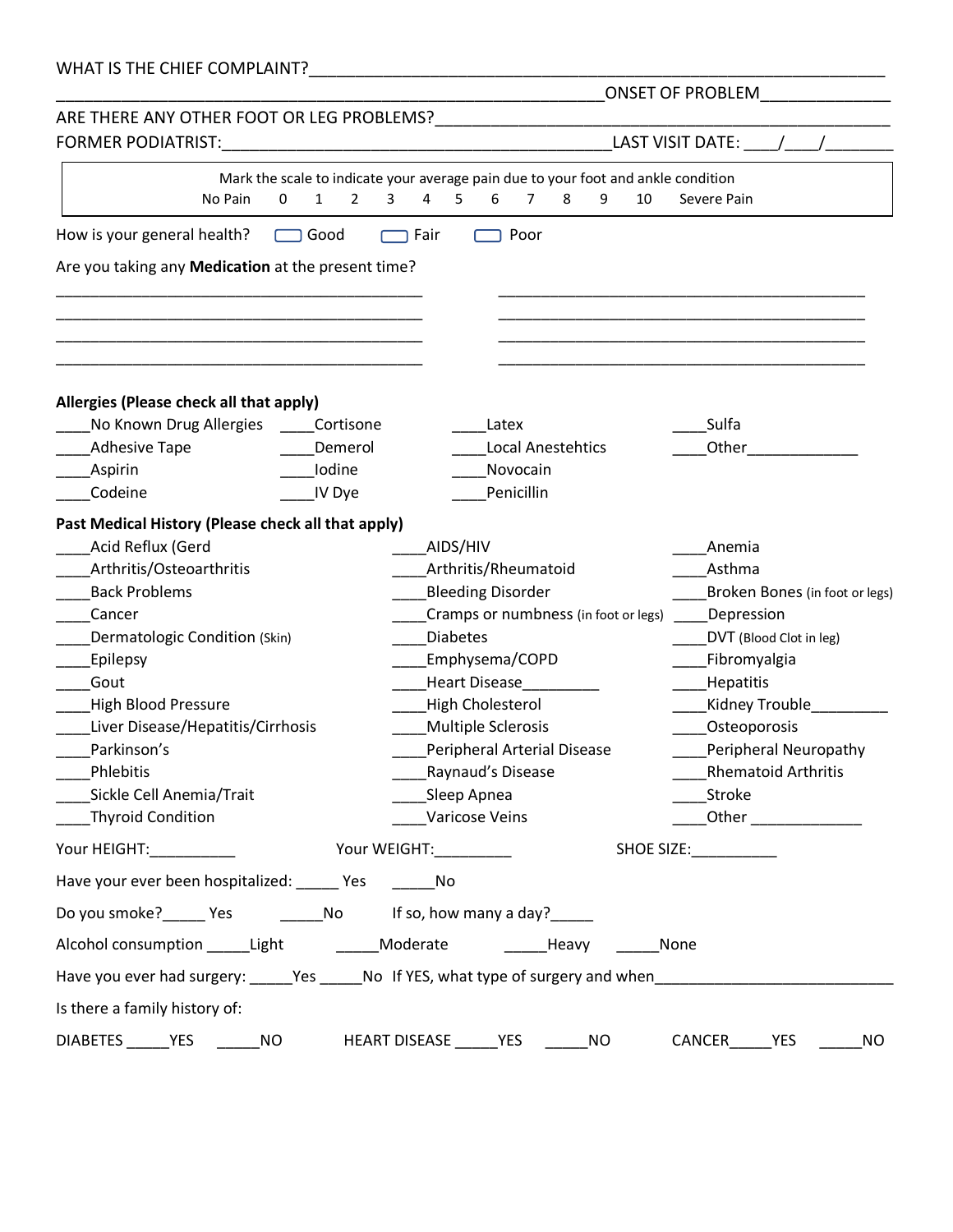WHAT IS THE CHIEF COMPLAINT?______________________________________________________________

______________________________________________________________ONSET OF PROBLEM_____________

ARE THERE ANY OTHER FOOT OR LEG PROBLEMS?_______________________________________________

FORMER PODIATRIST:__________________________________________ LAST VISIT DATE: ____/____/_______

Mark the scale to indicate your average pain due to your foot and ankle condition

No Pain 0 1 2 3 4 5 6 7 8 9 10 Severe Pain

How is your general health? ☐ Good ☐ Fair ☐ Poor

Are you taking any **Medication** at the present time?

__________________________________________ __________________________________________

__________________________________________ __________________________________________

__________________________________________ __________________________________________

__________________________________________ __________________________________________

**Allergies (Please check all that apply)**

| | | | |
|---|---|---|---|
| ____No Known Drug Allergies | ____Cortisone | ____Latex | ____Sulfa |
| ____Adhesive Tape | ____Demerol | ____Local Anestehtics | ____Other_____________ |
| ____Aspirin | ____Iodine | ____Novocain | |
| ____Codeine | ____IV Dye | ____Penicillin | |

**Past Medical History (Please check all that apply)**

| | | |
|---|---|---|
| ____Acid Reflux (Gerd | ____AIDS/HIV | ____Anemia |
| ____Arthritis/Osteoarthritis | ____Arthritis/Rheumatoid | ____Asthma |
| ____Back Problems | ____Bleeding Disorder | ____Broken Bones (in foot or legs) |
| ____Cancer | ____Cramps or numbness (in foot or legs) | ____Depression |
| ____Dermatologic Condition (Skin) | ____Diabetes | ____DVT (Blood Clot in leg) |
| ____Epilepsy | ____Emphysema/COPD | ____Fibromyalgia |
| ____Gout | ____Heart Disease_________ | ____Hepatitis |
| ____High Blood Pressure | ____High Cholesterol | ____Kidney Trouble_________ |
| ____Liver Disease/Hepatitis/Cirrhosis | ____Multiple Sclerosis | ____Osteoporosis |
| ____Parkinson's | ____Peripheral Arterial Disease | ____Peripheral Neuropathy |
| ____Phlebitis | ____Raynaud's Disease | ____Rhematoid Arthritis |
| ____Sickle Cell Anemia/Trait | ____Sleep Apnea | ____Stroke |
| ____Thyroid Condition | ____Varicose Veins | ____Other _____________ |

Your HEIGHT:__________ Your WEIGHT:_________ SHOE SIZE:__________

Have your ever been hospitalized: _____ Yes _____No

Do you smoke?_____ Yes _____No If so, how many a day?_____

Alcohol consumption _____Light _____Moderate _____Heavy _____None

Have you ever had surgery: _____Yes _____No If YES, what type of surgery and when___________________________

Is there a family history of:

DIABETES _____YES _____NO HEART DISEASE _____YES _____NO CANCER_____YES _____NO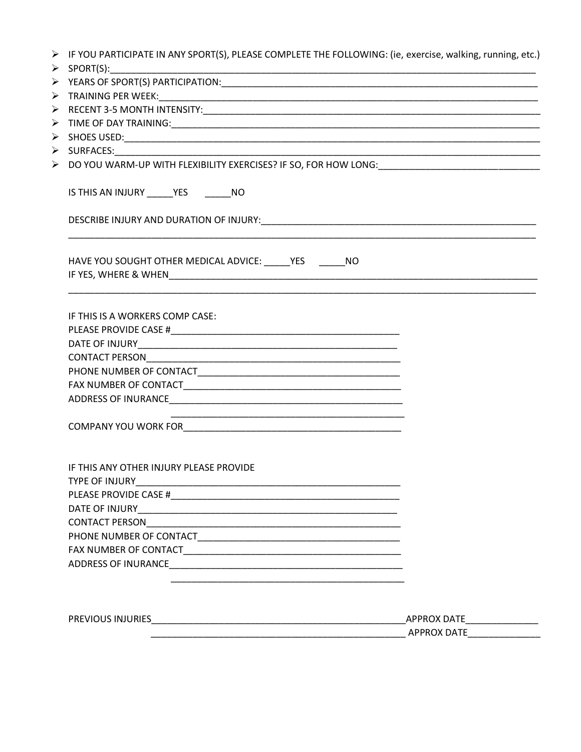- IF YOU PARTICIPATE IN ANY SPORT(S), PLEASE COMPLETE THE FOLLOWING: (ie, exercise, walking, running, etc.)
- SPORT(S):______________________________________________________________________________
- YEARS OF SPORT(S) PARTICIPATION:_____________________________________________________
- TRAINING PER WEEK:______________________________________________________________________
- RECENT 3-5 MONTH INTENSITY:_________________________________________________________
- TIME OF DAY TRAINING:___________________________________________________________________
- SHOES USED:_____________________________________________________________________________
- SURFACES:_______________________________________________________________________________
- DO YOU WARM-UP WITH FLEXIBILITY EXERCISES? IF SO, FOR HOW LONG:___________________________

IS THIS AN INJURY _____YES _____NO

DESCRIBE INJURY AND DURATION OF INJURY:_____________________________________________
_______________________________________________________________________________________

HAVE YOU SOUGHT OTHER MEDICAL ADVICE: _____YES _____NO
IF YES, WHERE & WHEN______________________________________________________________
_______________________________________________________________________________________

IF THIS IS A WORKERS COMP CASE:
PLEASE PROVIDE CASE #________________________________________
DATE OF INJURY______________________________________________
CONTACT PERSON_____________________________________________
PHONE NUMBER OF CONTACT___________________________________
FAX NUMBER OF CONTACT_____________________________________
ADDRESS OF INURANCE_______________________________________
_______________________________________
COMPANY YOU WORK FOR____________________________________

IF THIS ANY OTHER INJURY PLEASE PROVIDE
TYPE OF INJURY_____________________________________________
PLEASE PROVIDE CASE #________________________________________
DATE OF INJURY______________________________________________
CONTACT PERSON_____________________________________________
PHONE NUMBER OF CONTACT___________________________________
FAX NUMBER OF CONTACT_____________________________________
ADDRESS OF INURANCE_______________________________________
_______________________________________

PREVIOUS INJURIES________________________________________APPROX DATE_____________
________________________________________ APPROX DATE_____________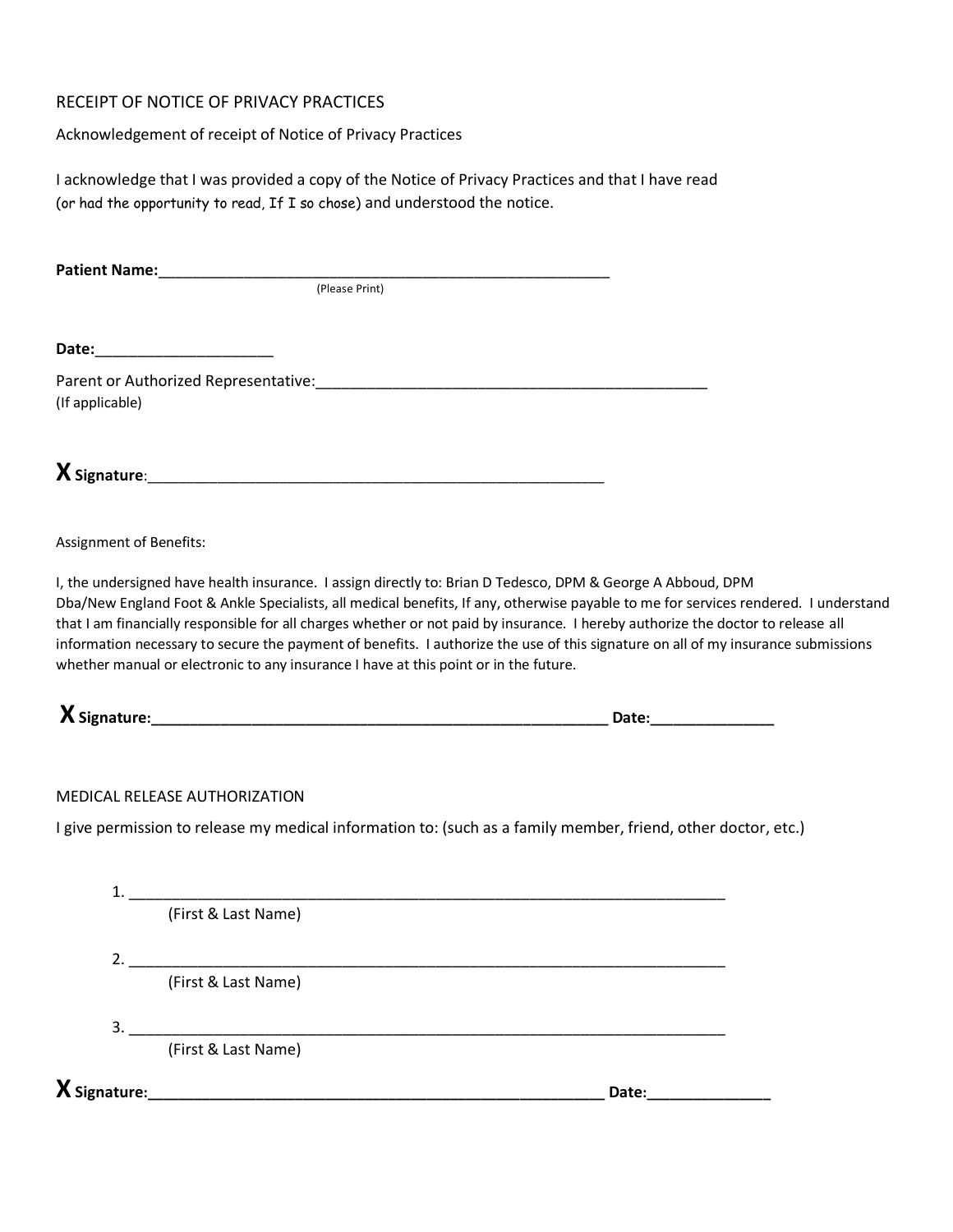RECEIPT OF NOTICE OF PRIVACY PRACTICES

Acknowledgement of receipt of Notice of Privacy Practices

I acknowledge that I was provided a copy of the Notice of Privacy Practices and that I have read (or had the opportunity to read, If I so chose) and understood the notice.

**Patient Name:**_______________________________________________________
(Please Print)

**Date:**____________________

Parent or Authorized Representative:_______________________________________________
(If applicable)

**X Signature**:_______________________________________________________

Assignment of Benefits:

I, the undersigned have health insurance. I assign directly to: Brian D Tedesco, DPM & George A Abboud, DPM Dba/New England Foot & Ankle Specialists, all medical benefits, If any, otherwise payable to me for services rendered. I understand that I am financially responsible for all charges whether or not paid by insurance. I hereby authorize the doctor to release all information necessary to secure the payment of benefits. I authorize the use of this signature on all of my insurance submissions whether manual or electronic to any insurance I have at this point or in the future.

**X Signature:**_______________________________________________________ **Date:**______________

MEDICAL RELEASE AUTHORIZATION

I give permission to release my medical information to: (such as a family member, friend, other doctor, etc.)

1. _______________________________________________________________________
(First & Last Name)

2. _______________________________________________________________________
(First & Last Name)

3. _______________________________________________________________________
(First & Last Name)

**X Signature:**_______________________________________________________ **Date:**______________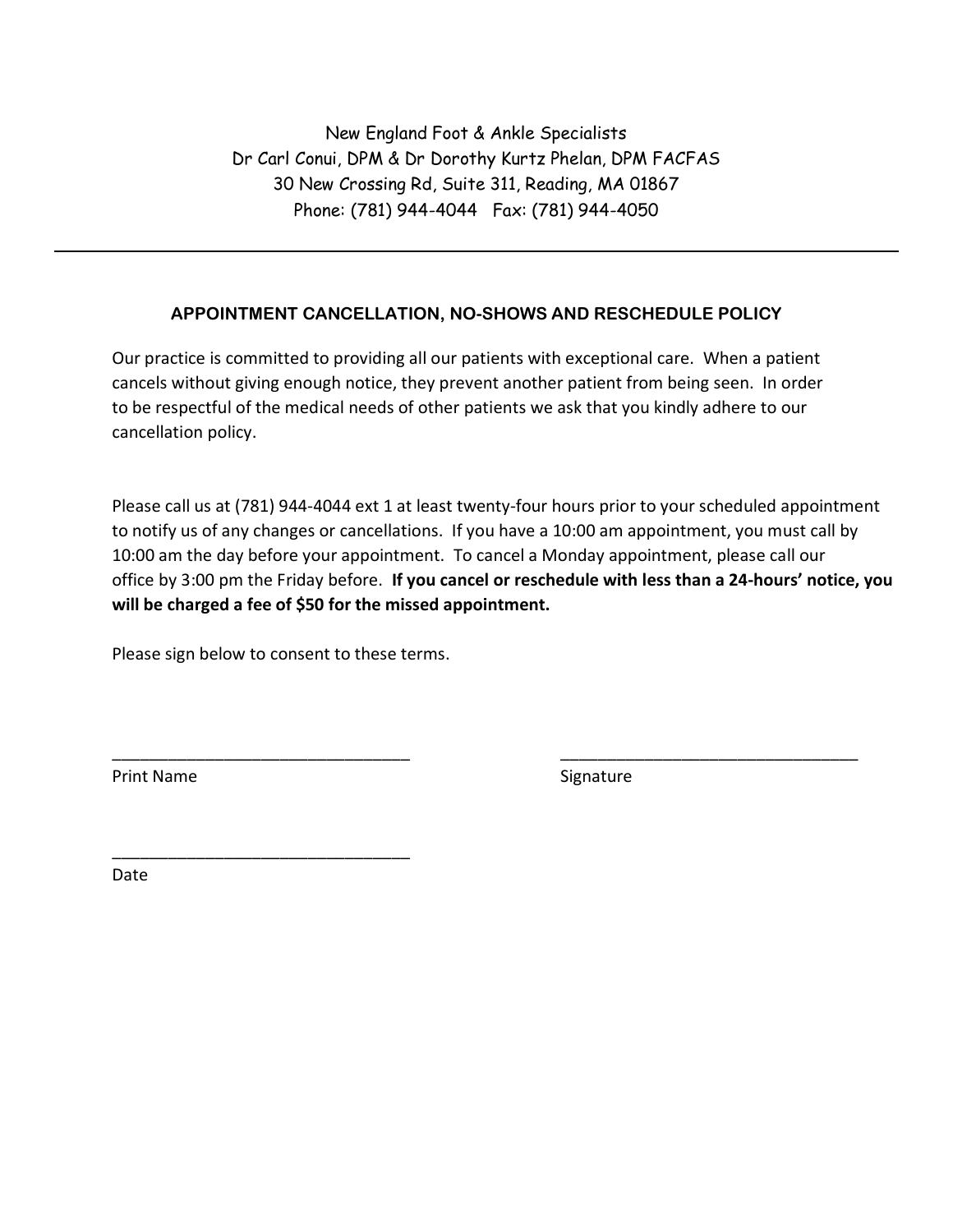New England Foot & Ankle Specialists
Dr Carl Conui, DPM & Dr Dorothy Kurtz Phelan, DPM FACFAS
30 New Crossing Rd, Suite 311, Reading, MA 01867
Phone: (781) 944-4044 Fax: (781) 944-4050

---

## APPOINTMENT CANCELLATION, NO-SHOWS AND RESCHEDULE POLICY

Our practice is committed to providing all our patients with exceptional care. When a patient cancels without giving enough notice, they prevent another patient from being seen. In order to be respectful of the medical needs of other patients we ask that you kindly adhere to our cancellation policy.

Please call us at (781) 944-4044 ext 1 at least twenty-four hours prior to your scheduled appointment to notify us of any changes or cancellations. If you have a 10:00 am appointment, you must call by 10:00 am the day before your appointment. To cancel a Monday appointment, please call our office by 3:00 pm the Friday before. **If you cancel or reschedule with less than a 24-hours' notice, you will be charged a fee of $50 for the missed appointment.**

Please sign below to consent to these terms.

________________________________ ________________________________
Print Name Signature

________________________________
Date